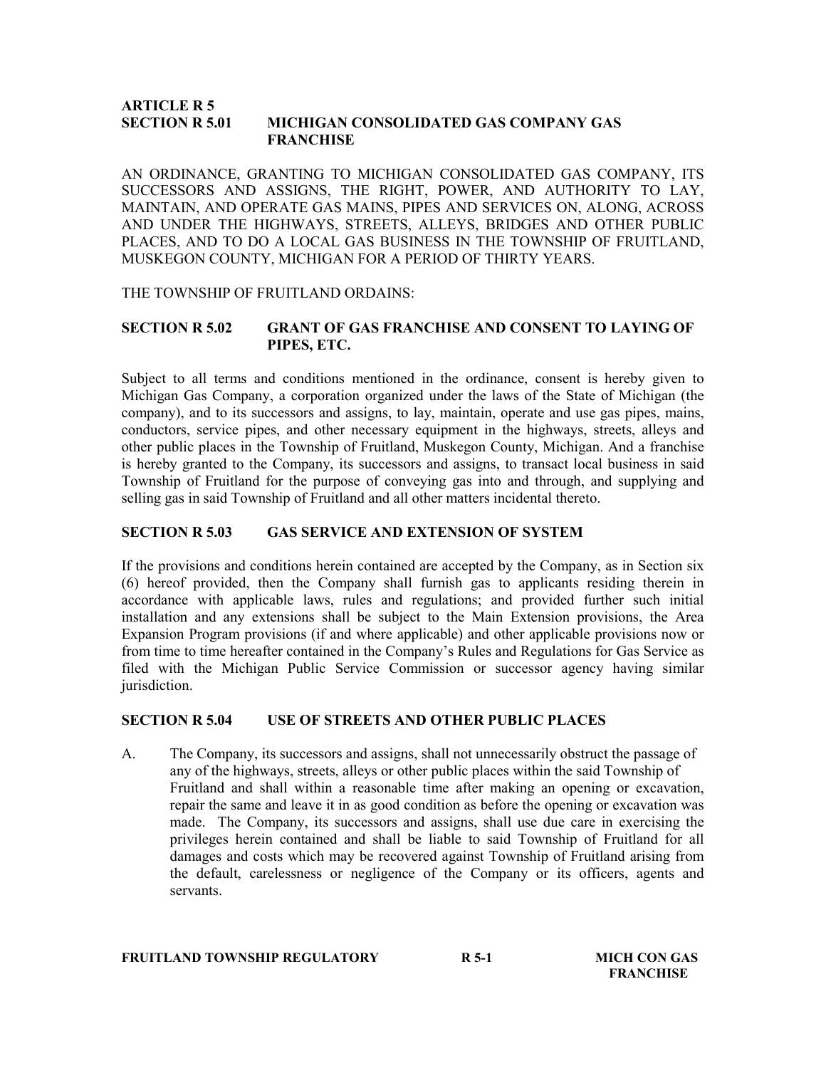**ARTICLE R 5**

## SECTION R 5.01 MICHIGAN CONSOLIDATED GAS COMPANY GAS FRANCHISE

AN ORDINANCE, GRANTING TO MICHIGAN CONSOLIDATED GAS COMPANY, ITS SUCCESSORS AND ASSIGNS, THE RIGHT, POWER, AND AUTHORITY TO LAY, MAINTAIN, AND OPERATE GAS MAINS, PIPES AND SERVICES ON, ALONG, ACROSS AND UNDER THE HIGHWAYS, STREETS, ALLEYS, BRIDGES AND OTHER PUBLIC PLACES, AND TO DO A LOCAL GAS BUSINESS IN THE TOWNSHIP OF FRUITLAND, MUSKEGON COUNTY, MICHIGAN FOR A PERIOD OF THIRTY YEARS.

THE TOWNSHIP OF FRUITLAND ORDAINS:

## SECTION R 5.02 GRANT OF GAS FRANCHISE AND CONSENT TO LAYING OF PIPES, ETC.

Subject to all terms and conditions mentioned in the ordinance, consent is hereby given to Michigan Gas Company, a corporation organized under the laws of the State of Michigan (the company), and to its successors and assigns, to lay, maintain, operate and use gas pipes, mains, conductors, service pipes, and other necessary equipment in the highways, streets, alleys and other public places in the Township of Fruitland, Muskegon County, Michigan. And a franchise is hereby granted to the Company, its successors and assigns, to transact local business in said Township of Fruitland for the purpose of conveying gas into and through, and supplying and selling gas in said Township of Fruitland and all other matters incidental thereto.

## SECTION R 5.03 GAS SERVICE AND EXTENSION OF SYSTEM

If the provisions and conditions herein contained are accepted by the Company, as in Section six (6) hereof provided, then the Company shall furnish gas to applicants residing therein in accordance with applicable laws, rules and regulations; and provided further such initial installation and any extensions shall be subject to the Main Extension provisions, the Area Expansion Program provisions (if and where applicable) and other applicable provisions now or from time to time hereafter contained in the Company's Rules and Regulations for Gas Service as filed with the Michigan Public Service Commission or successor agency having similar jurisdiction.

## SECTION R 5.04 USE OF STREETS AND OTHER PUBLIC PLACES

A. The Company, its successors and assigns, shall not unnecessarily obstruct the passage of any of the highways, streets, alleys or other public places within the said Township of Fruitland and shall within a reasonable time after making an opening or excavation, repair the same and leave it in as good condition as before the opening or excavation was made. The Company, its successors and assigns, shall use due care in exercising the privileges herein contained and shall be liable to said Township of Fruitland for all damages and costs which may be recovered against Township of Fruitland arising from the default, carelessness or negligence of the Company or its officers, agents and servants.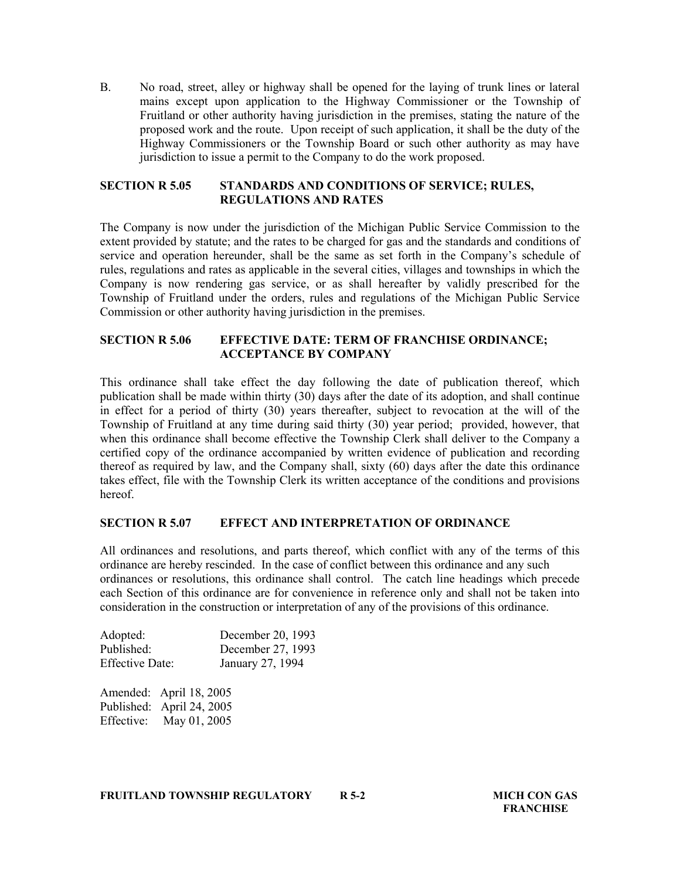B. No road, street, alley or highway shall be opened for the laying of trunk lines or lateral mains except upon application to the Highway Commissioner or the Township of Fruitland or other authority having jurisdiction in the premises, stating the nature of the proposed work and the route. Upon receipt of such application, it shall be the duty of the Highway Commissioners or the Township Board or such other authority as may have jurisdiction to issue a permit to the Company to do the work proposed.

### SECTION R 5.05 STANDARDS AND CONDITIONS OF SERVICE; RULES, REGULATIONS AND RATES

The Company is now under the jurisdiction of the Michigan Public Service Commission to the extent provided by statute; and the rates to be charged for gas and the standards and conditions of service and operation hereunder, shall be the same as set forth in the Company's schedule of rules, regulations and rates as applicable in the several cities, villages and townships in which the Company is now rendering gas service, or as shall hereafter by validly prescribed for the Township of Fruitland under the orders, rules and regulations of the Michigan Public Service Commission or other authority having jurisdiction in the premises.

### SECTION R 5.06 EFFECTIVE DATE: TERM OF FRANCHISE ORDINANCE; ACCEPTANCE BY COMPANY

This ordinance shall take effect the day following the date of publication thereof, which publication shall be made within thirty (30) days after the date of its adoption, and shall continue in effect for a period of thirty (30) years thereafter, subject to revocation at the will of the Township of Fruitland at any time during said thirty (30) year period; provided, however, that when this ordinance shall become effective the Township Clerk shall deliver to the Company a certified copy of the ordinance accompanied by written evidence of publication and recording thereof as required by law, and the Company shall, sixty (60) days after the date this ordinance takes effect, file with the Township Clerk its written acceptance of the conditions and provisions hereof.

### SECTION R 5.07 EFFECT AND INTERPRETATION OF ORDINANCE

All ordinances and resolutions, and parts thereof, which conflict with any of the terms of this ordinance are hereby rescinded. In the case of conflict between this ordinance and any such ordinances or resolutions, this ordinance shall control. The catch line headings which precede each Section of this ordinance are for convenience in reference only and shall not be taken into consideration in the construction or interpretation of any of the provisions of this ordinance.

| | |
|---|---|
| Adopted: | December 20, 1993 |
| Published: | December 27, 1993 |
| Effective Date: | January 27, 1994 |

Amended: April 18, 2005
Published: April 24, 2005
Effective: May 01, 2005